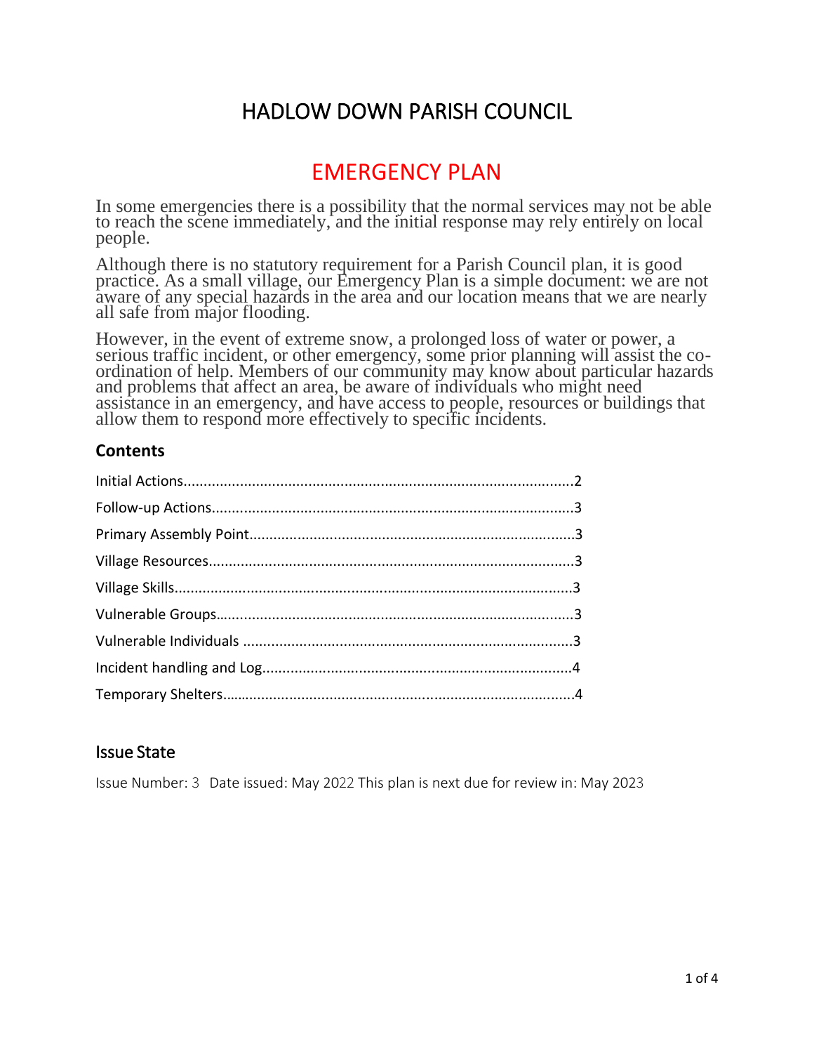# HADLOW DOWN PARISH COUNCIL

# EMERGENCY PLAN

In some emergencies there is a possibility that the normal services may not be able to reach the scene immediately, and the initial response may rely entirely on local people.

Although there is no statutory requirement for a Parish Council plan, it is good practice. As a small village, our Emergency Plan is a simple document: we are not aware of any special hazards in the area and our location means that we are nearly all safe from major flooding.

However, in the event of extreme snow, a prolonged loss of water or power, a serious traffic incident, or other emergency, some prior planning will assist the co-ordination of help. Members of our community may know about particular hazards and problems that affect an area, be aware of individuals who might need assistance in an emergency, and have access to people, resources or buildings that allow them to respond more effectively to specific incidents.

## Contents

Initial Actions....................................................................................2

Follow-up Actions..............................................................................3

Primary Assembly Point....................................................................3

Village Resources..............................................................................3

Village Skills.......................................................................................3

Vulnerable Groups............................................................................3

Vulnerable Individuals .....................................................................3

Incident handling and Log................................................................4

Temporary Shelters...........................................................................4

## Issue State

Issue Number: 3 Date issued: May 2022 This plan is next due for review in: May 2023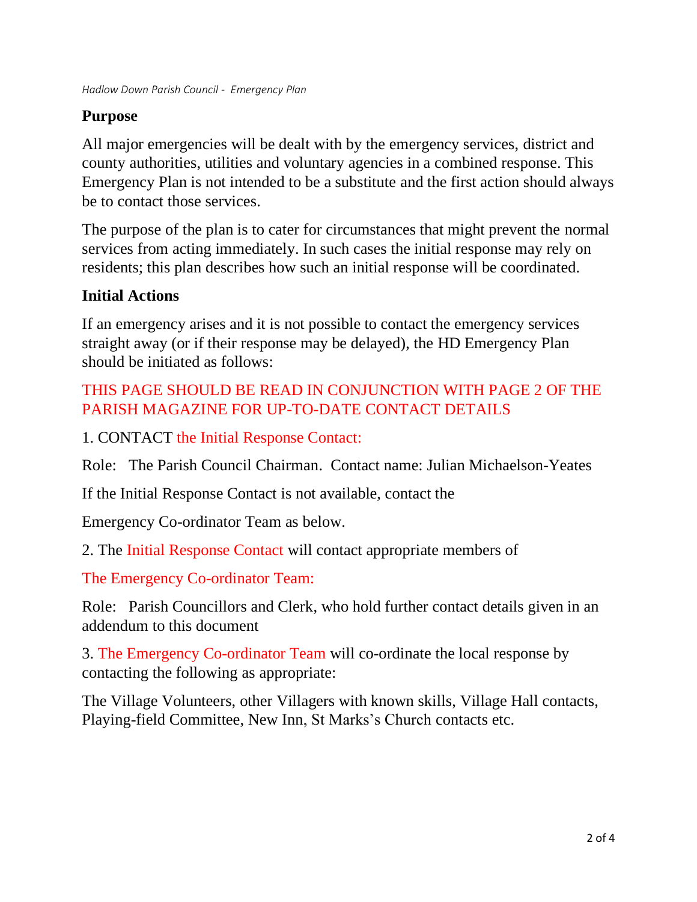## Purpose

All major emergencies will be dealt with by the emergency services, district and county authorities, utilities and voluntary agencies in a combined response. This Emergency Plan is not intended to be a substitute and the first action should always be to contact those services.

The purpose of the plan is to cater for circumstances that might prevent the normal services from acting immediately. In such cases the initial response may rely on residents; this plan describes how such an initial response will be coordinated.

## Initial Actions

If an emergency arises and it is not possible to contact the emergency services straight away (or if their response may be delayed), the HD Emergency Plan should be initiated as follows:

THIS PAGE SHOULD BE READ IN CONJUNCTION WITH PAGE 2 OF THE PARISH MAGAZINE FOR UP-TO-DATE CONTACT DETAILS

1. CONTACT the Initial Response Contact:

Role: The Parish Council Chairman. Contact name: Julian Michaelson-Yeates

If the Initial Response Contact is not available, contact the

Emergency Co-ordinator Team as below.

2. The Initial Response Contact will contact appropriate members of

The Emergency Co-ordinator Team:

Role: Parish Councillors and Clerk, who hold further contact details given in an addendum to this document

3. The Emergency Co-ordinator Team will co-ordinate the local response by contacting the following as appropriate:

The Village Volunteers, other Villagers with known skills, Village Hall contacts, Playing-field Committee, New Inn, St Marks's Church contacts etc.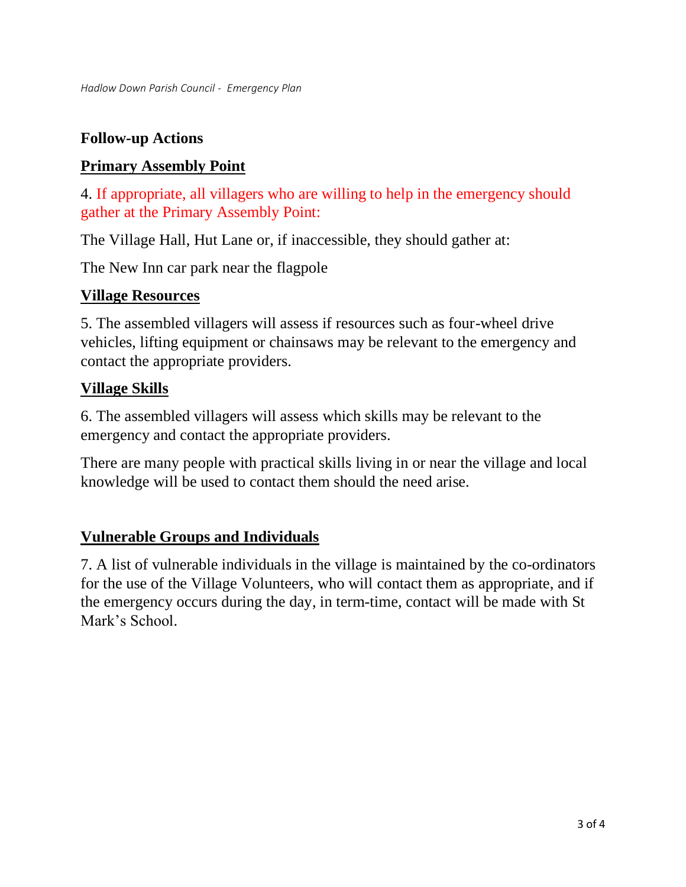## Follow-up Actions

### Primary Assembly Point

4. If appropriate, all villagers who are willing to help in the emergency should gather at the Primary Assembly Point:

The Village Hall, Hut Lane or, if inaccessible, they should gather at:

The New Inn car park near the flagpole

### Village Resources

5. The assembled villagers will assess if resources such as four-wheel drive vehicles, lifting equipment or chainsaws may be relevant to the emergency and contact the appropriate providers.

### Village Skills

6. The assembled villagers will assess which skills may be relevant to the emergency and contact the appropriate providers.

There are many people with practical skills living in or near the village and local knowledge will be used to contact them should the need arise.

### Vulnerable Groups and Individuals

7. A list of vulnerable individuals in the village is maintained by the co-ordinators for the use of the Village Volunteers, who will contact them as appropriate, and if the emergency occurs during the day, in term-time, contact will be made with St Mark's School.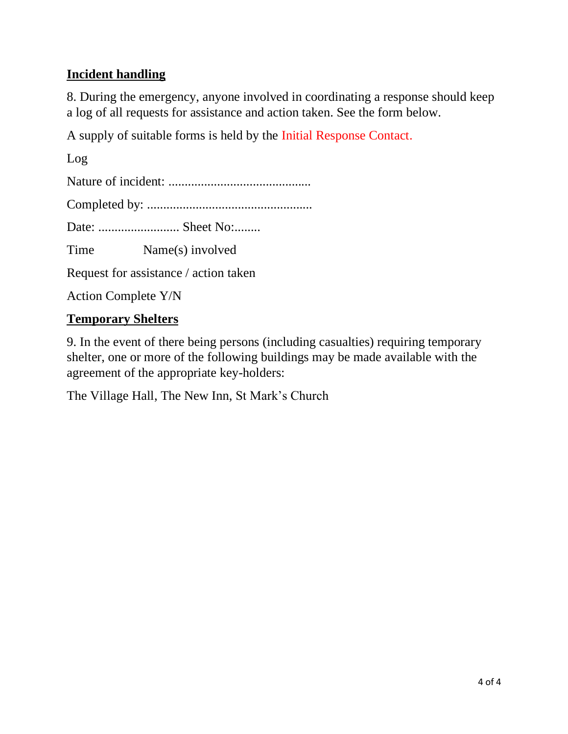## Incident handling

8. During the emergency, anyone involved in coordinating a response should keep a log of all requests for assistance and action taken. See the form below.

A supply of suitable forms is held by the Initial Response Contact.

Log

Nature of incident: ...........................................

Completed by: ..................................................

Date: ......................... Sheet No:........

Time          Name(s) involved

Request for assistance / action taken

Action Complete Y/N

## Temporary Shelters

9. In the event of there being persons (including casualties) requiring temporary shelter, one or more of the following buildings may be made available with the agreement of the appropriate key-holders:

The Village Hall, The New Inn, St Mark's Church